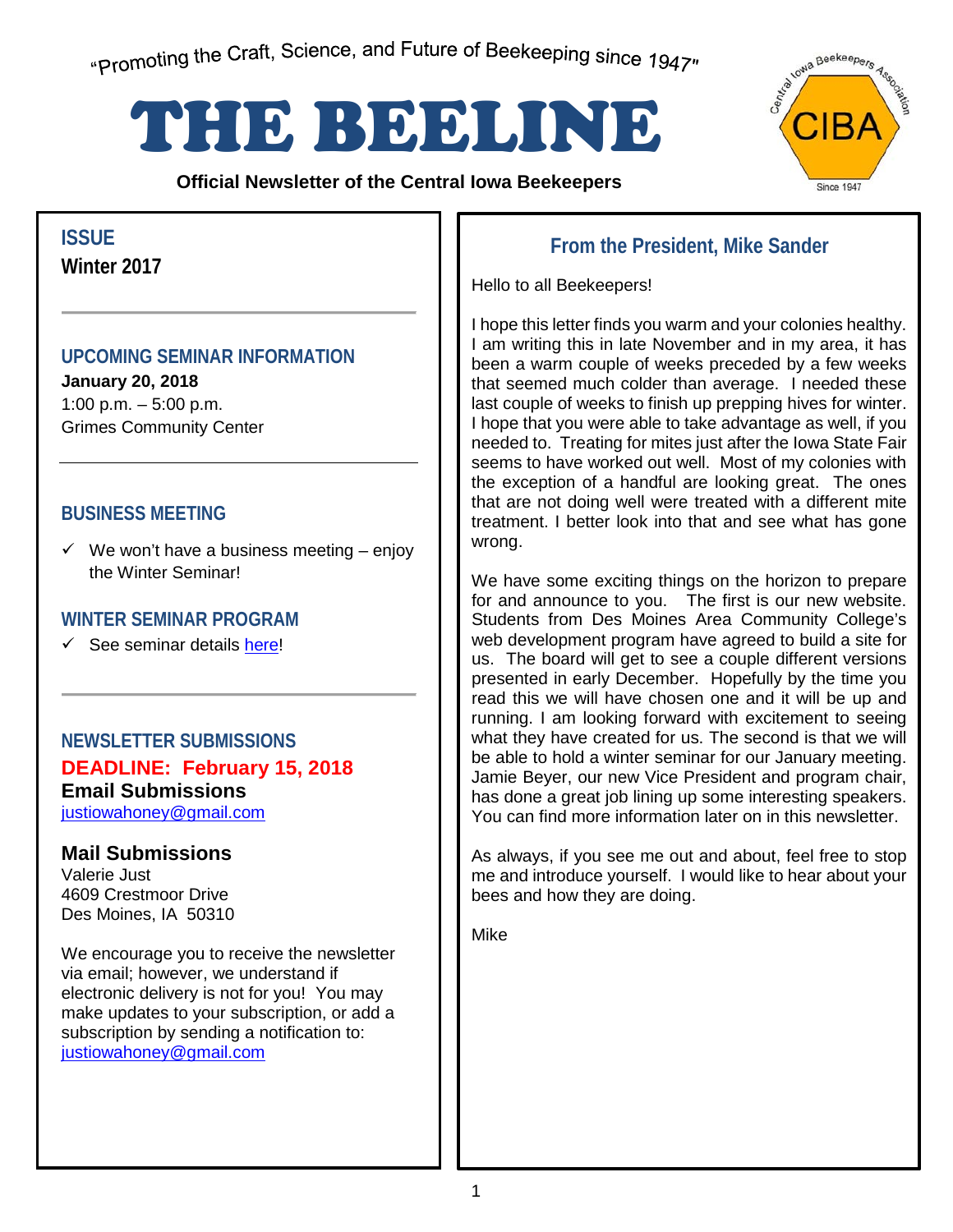"Promoting the Craft, Science, and Future of Beekeeping since 1947"

# THE BEELINE

**Official Newsletter of the Central Iowa Beekeepers**

CIBA — Central Iowa Beekeepers Association — Since 1947

## ISSUE

**Winter 2017**

## UPCOMING SEMINAR INFORMATION

**January 20, 2018**
1:00 p.m. – 5:00 p.m.
Grimes Community Center

## BUSINESS MEETING

- ✓ We won't have a business meeting – enjoy the Winter Seminar!

## WINTER SEMINAR PROGRAM

- ✓ See seminar details here!

## NEWSLETTER SUBMISSIONS

**DEADLINE: February 15, 2018**

**Email Submissions**
justiowahoney@gmail.com

**Mail Submissions**
Valerie Just
4609 Crestmoor Drive
Des Moines, IA 50310

We encourage you to receive the newsletter via email; however, we understand if electronic delivery is not for you! You may make updates to your subscription, or add a subscription by sending a notification to: justiowahoney@gmail.com

## From the President, Mike Sander

Hello to all Beekeepers!

I hope this letter finds you warm and your colonies healthy. I am writing this in late November and in my area, it has been a warm couple of weeks preceded by a few weeks that seemed much colder than average. I needed these last couple of weeks to finish up prepping hives for winter. I hope that you were able to take advantage as well, if you needed to. Treating for mites just after the Iowa State Fair seems to have worked out well. Most of my colonies with the exception of a handful are looking great. The ones that are not doing well were treated with a different mite treatment. I better look into that and see what has gone wrong.

We have some exciting things on the horizon to prepare for and announce to you. The first is our new website. Students from Des Moines Area Community College's web development program have agreed to build a site for us. The board will get to see a couple different versions presented in early December. Hopefully by the time you read this we will have chosen one and it will be up and running. I am looking forward with excitement to seeing what they have created for us. The second is that we will be able to hold a winter seminar for our January meeting. Jamie Beyer, our new Vice President and program chair, has done a great job lining up some interesting speakers. You can find more information later on in this newsletter.

As always, if you see me out and about, feel free to stop me and introduce yourself. I would like to hear about your bees and how they are doing.

Mike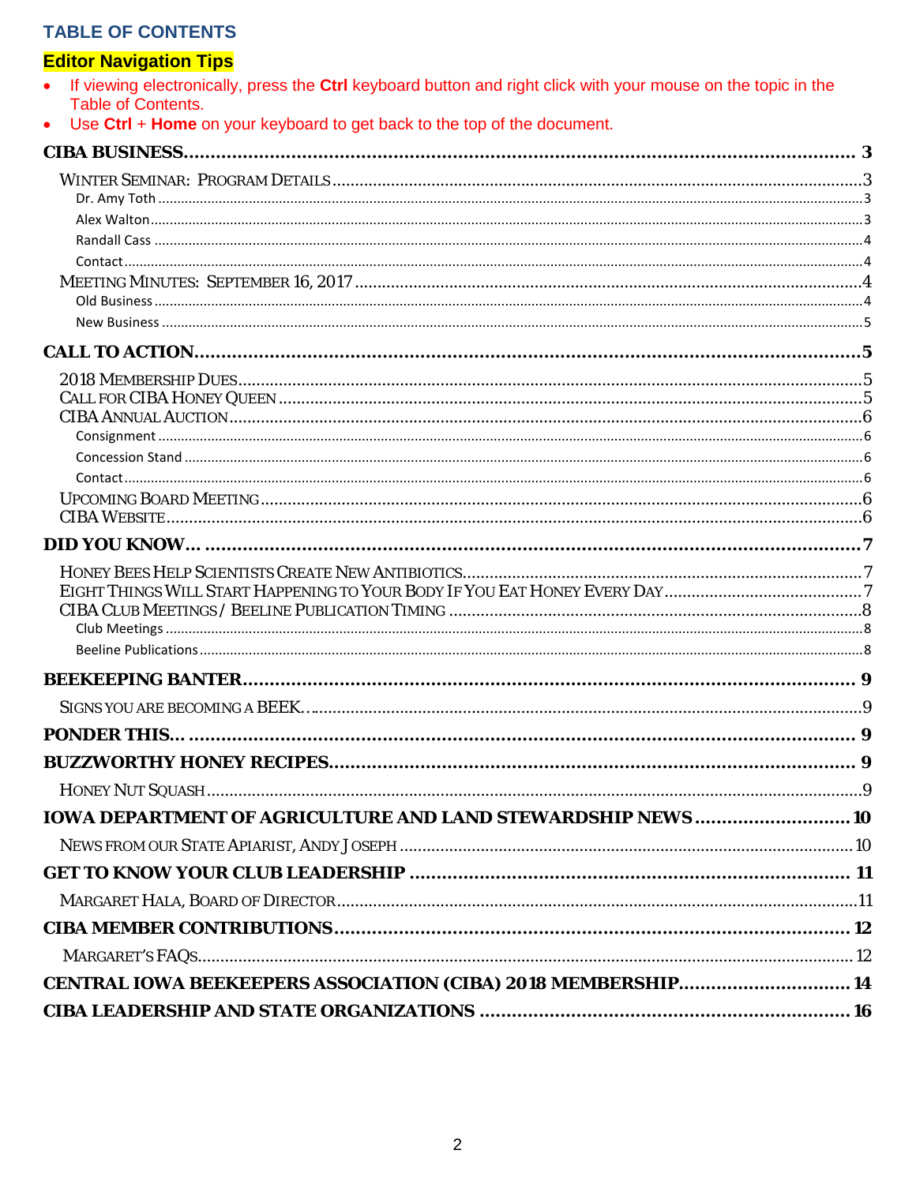## TABLE OF CONTENTS

**Editor Navigation Tips**

- If viewing electronically, press the **Ctrl** keyboard button and right click with your mouse on the topic in the Table of Contents.
- Use **Ctrl** + **Home** on your keyboard to get back to the top of the document.

**CIBA BUSINESS** .......... 3

- Winter Seminar: Program Details .......... 3
  - Dr. Amy Toth .......... 3
  - Alex Walton .......... 3
  - Randall Cass .......... 4
  - Contact .......... 4
- Meeting Minutes: September 16, 2017 .......... 4
  - Old Business .......... 4
  - New Business .......... 5

**CALL TO ACTION** .......... 5

- 2018 Membership Dues .......... 5
- Call for CIBA Honey Queen .......... 5
- CIBA Annual Auction .......... 6
  - Consignment .......... 6
  - Concession Stand .......... 6
  - Contact .......... 6
- Upcoming Board Meeting .......... 6
- CIBA Website .......... 6

**DID YOU KNOW…** .......... 7

- Honey Bees Help Scientists Create New Antibiotics .......... 7
- Eight Things Will Start Happening to Your Body If You Eat Honey Every Day .......... 7
- CIBA Club Meetings / Beeline Publication Timing .......... 8
  - Club Meetings .......... 8
  - Beeline Publications .......... 8

**BEEKEEPING BANTER** .......... 9

- Signs You Are Becoming a Beek… .......... 9

**PONDER THIS…** .......... 9

**BUZZWORTHY HONEY RECIPES** .......... 9

- Honey Nut Squash .......... 9

**IOWA DEPARTMENT OF AGRICULTURE AND LAND STEWARDSHIP NEWS** .......... 10

- News from our State Apiarist, Andy Joseph .......... 10

**GET TO KNOW YOUR CLUB LEADERSHIP** .......... 11

- Margaret Hala, Board of Director .......... 11

**CIBA MEMBER CONTRIBUTIONS** .......... 12

- Margaret's FAQs .......... 12

**CENTRAL IOWA BEEKEEPERS ASSOCIATION (CIBA) 2018 MEMBERSHIP** .......... 14

**CIBA LEADERSHIP AND STATE ORGANIZATIONS** .......... 16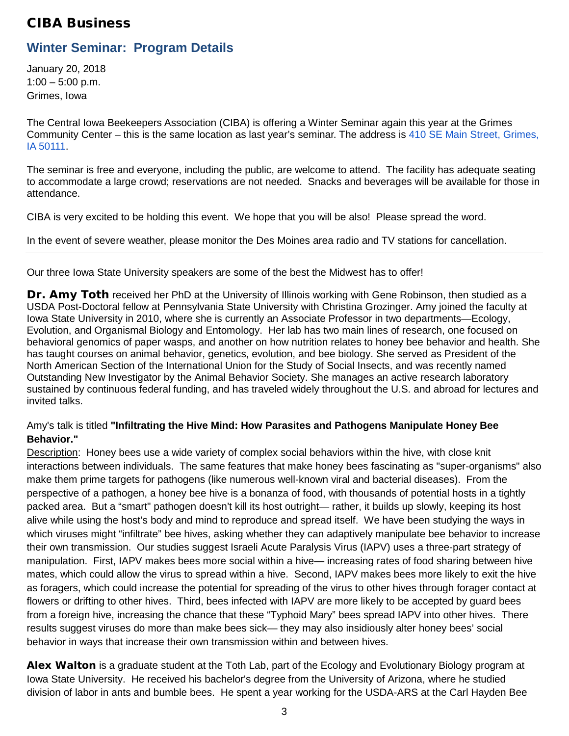# CIBA Business

## Winter Seminar: Program Details

January 20, 2018
1:00 – 5:00 p.m.
Grimes, Iowa

The Central Iowa Beekeepers Association (CIBA) is offering a Winter Seminar again this year at the Grimes Community Center – this is the same location as last year's seminar. The address is 410 SE Main Street, Grimes, IA 50111.

The seminar is free and everyone, including the public, are welcome to attend. The facility has adequate seating to accommodate a large crowd; reservations are not needed. Snacks and beverages will be available for those in attendance.

CIBA is very excited to be holding this event. We hope that you will be also! Please spread the word.

In the event of severe weather, please monitor the Des Moines area radio and TV stations for cancellation.

---

Our three Iowa State University speakers are some of the best the Midwest has to offer!

**Dr. Amy Toth** received her PhD at the University of Illinois working with Gene Robinson, then studied as a USDA Post-Doctoral fellow at Pennsylvania State University with Christina Grozinger. Amy joined the faculty at Iowa State University in 2010, where she is currently an Associate Professor in two departments—Ecology, Evolution, and Organismal Biology and Entomology. Her lab has two main lines of research, one focused on behavioral genomics of paper wasps, and another on how nutrition relates to honey bee behavior and health. She has taught courses on animal behavior, genetics, evolution, and bee biology. She served as President of the North American Section of the International Union for the Study of Social Insects, and was recently named Outstanding New Investigator by the Animal Behavior Society. She manages an active research laboratory sustained by continuous federal funding, and has traveled widely throughout the U.S. and abroad for lectures and invited talks.

Amy's talk is titled **"Infiltrating the Hive Mind: How Parasites and Pathogens Manipulate Honey Bee Behavior."**
Description: Honey bees use a wide variety of complex social behaviors within the hive, with close knit interactions between individuals. The same features that make honey bees fascinating as "super-organisms" also make them prime targets for pathogens (like numerous well-known viral and bacterial diseases). From the perspective of a pathogen, a honey bee hive is a bonanza of food, with thousands of potential hosts in a tightly packed area. But a "smart" pathogen doesn't kill its host outright— rather, it builds up slowly, keeping its host alive while using the host's body and mind to reproduce and spread itself. We have been studying the ways in which viruses might "infiltrate" bee hives, asking whether they can adaptively manipulate bee behavior to increase their own transmission. Our studies suggest Israeli Acute Paralysis Virus (IAPV) uses a three-part strategy of manipulation. First, IAPV makes bees more social within a hive— increasing rates of food sharing between hive mates, which could allow the virus to spread within a hive. Second, IAPV makes bees more likely to exit the hive as foragers, which could increase the potential for spreading of the virus to other hives through forager contact at flowers or drifting to other hives. Third, bees infected with IAPV are more likely to be accepted by guard bees from a foreign hive, increasing the chance that these "Typhoid Mary" bees spread IAPV into other hives. There results suggest viruses do more than make bees sick— they may also insidiously alter honey bees' social behavior in ways that increase their own transmission within and between hives.

**Alex Walton** is a graduate student at the Toth Lab, part of the Ecology and Evolutionary Biology program at Iowa State University. He received his bachelor's degree from the University of Arizona, where he studied division of labor in ants and bumble bees. He spent a year working for the USDA-ARS at the Carl Hayden Bee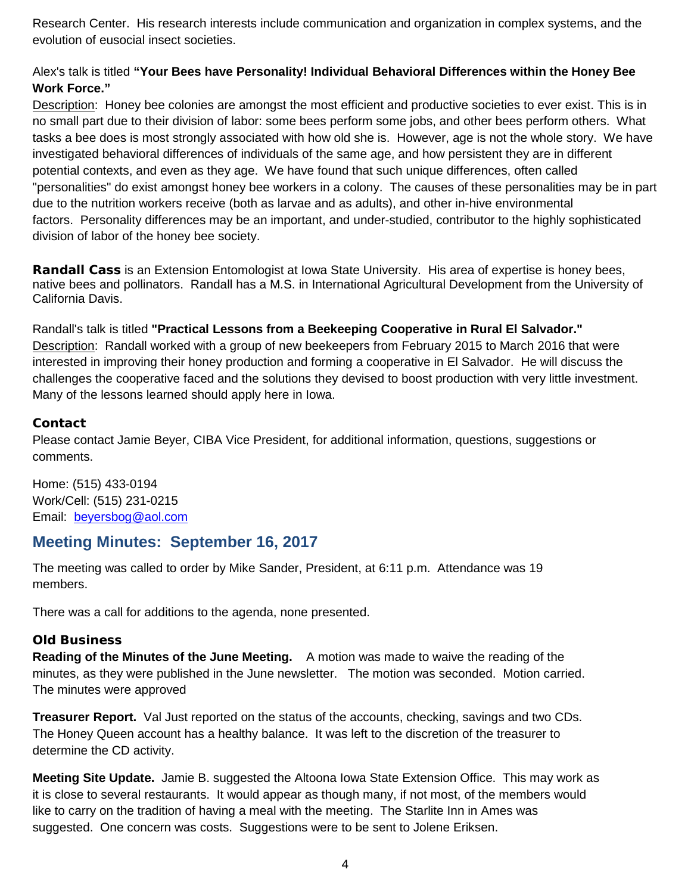Research Center. His research interests include communication and organization in complex systems, and the evolution of eusocial insect societies.

Alex's talk is titled **"Your Bees have Personality! Individual Behavioral Differences within the Honey Bee Work Force."**

Description: Honey bee colonies are amongst the most efficient and productive societies to ever exist. This is in no small part due to their division of labor: some bees perform some jobs, and other bees perform others. What tasks a bee does is most strongly associated with how old she is. However, age is not the whole story. We have investigated behavioral differences of individuals of the same age, and how persistent they are in different potential contexts, and even as they age. We have found that such unique differences, often called "personalities" do exist amongst honey bee workers in a colony. The causes of these personalities may be in part due to the nutrition workers receive (both as larvae and as adults), and other in-hive environmental factors. Personality differences may be an important, and under-studied, contributor to the highly sophisticated division of labor of the honey bee society.

**Randall Cass** is an Extension Entomologist at Iowa State University. His area of expertise is honey bees, native bees and pollinators. Randall has a M.S. in International Agricultural Development from the University of California Davis.

Randall's talk is titled **"Practical Lessons from a Beekeeping Cooperative in Rural El Salvador."**

Description: Randall worked with a group of new beekeepers from February 2015 to March 2016 that were interested in improving their honey production and forming a cooperative in El Salvador. He will discuss the challenges the cooperative faced and the solutions they devised to boost production with very little investment. Many of the lessons learned should apply here in Iowa.

### Contact

Please contact Jamie Beyer, CIBA Vice President, for additional information, questions, suggestions or comments.

Home: (515) 433-0194
Work/Cell: (515) 231-0215
Email: beyersbog@aol.com

## Meeting Minutes: September 16, 2017

The meeting was called to order by Mike Sander, President, at 6:11 p.m. Attendance was 19 members.

There was a call for additions to the agenda, none presented.

### Old Business

**Reading of the Minutes of the June Meeting.** A motion was made to waive the reading of the minutes, as they were published in the June newsletter. The motion was seconded. Motion carried. The minutes were approved

**Treasurer Report.** Val Just reported on the status of the accounts, checking, savings and two CDs. The Honey Queen account has a healthy balance. It was left to the discretion of the treasurer to determine the CD activity.

**Meeting Site Update.** Jamie B. suggested the Altoona Iowa State Extension Office. This may work as it is close to several restaurants. It would appear as though many, if not most, of the members would like to carry on the tradition of having a meal with the meeting. The Starlite Inn in Ames was suggested. One concern was costs. Suggestions were to be sent to Jolene Eriksen.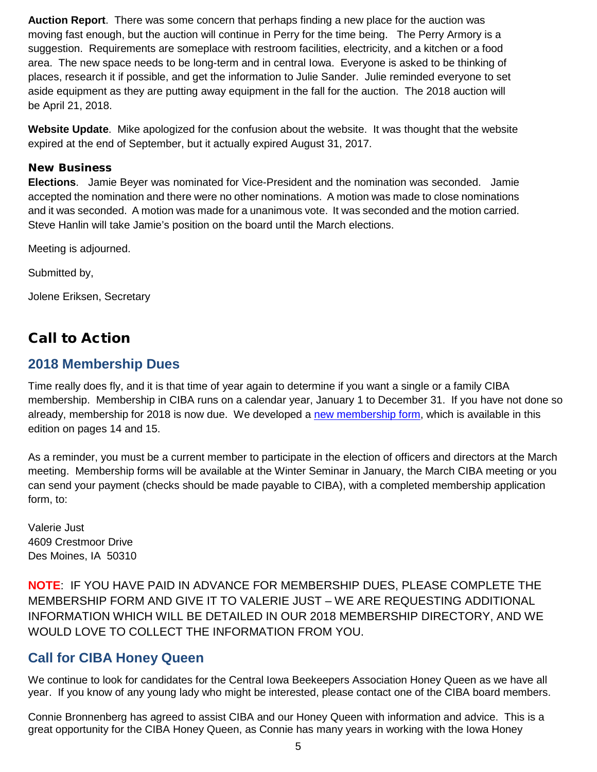**Auction Report**. There was some concern that perhaps finding a new place for the auction was moving fast enough, but the auction will continue in Perry for the time being. The Perry Armory is a suggestion. Requirements are someplace with restroom facilities, electricity, and a kitchen or a food area. The new space needs to be long-term and in central Iowa. Everyone is asked to be thinking of places, research it if possible, and get the information to Julie Sander. Julie reminded everyone to set aside equipment as they are putting away equipment in the fall for the auction. The 2018 auction will be April 21, 2018.

**Website Update**. Mike apologized for the confusion about the website. It was thought that the website expired at the end of September, but it actually expired August 31, 2017.

### New Business

**Elections**. Jamie Beyer was nominated for Vice-President and the nomination was seconded. Jamie accepted the nomination and there were no other nominations. A motion was made to close nominations and it was seconded. A motion was made for a unanimous vote. It was seconded and the motion carried. Steve Hanlin will take Jamie's position on the board until the March elections.

Meeting is adjourned.

Submitted by,

Jolene Eriksen, Secretary

# Call to Action

## 2018 Membership Dues

Time really does fly, and it is that time of year again to determine if you want a single or a family CIBA membership. Membership in CIBA runs on a calendar year, January 1 to December 31. If you have not done so already, membership for 2018 is now due. We developed a new membership form, which is available in this edition on pages 14 and 15.

As a reminder, you must be a current member to participate in the election of officers and directors at the March meeting. Membership forms will be available at the Winter Seminar in January, the March CIBA meeting or you can send your payment (checks should be made payable to CIBA), with a completed membership application form, to:

Valerie Just
4609 Crestmoor Drive
Des Moines, IA 50310

**NOTE**: IF YOU HAVE PAID IN ADVANCE FOR MEMBERSHIP DUES, PLEASE COMPLETE THE MEMBERSHIP FORM AND GIVE IT TO VALERIE JUST – WE ARE REQUESTING ADDITIONAL INFORMATION WHICH WILL BE DETAILED IN OUR 2018 MEMBERSHIP DIRECTORY, AND WE WOULD LOVE TO COLLECT THE INFORMATION FROM YOU.

## Call for CIBA Honey Queen

We continue to look for candidates for the Central Iowa Beekeepers Association Honey Queen as we have all year. If you know of any young lady who might be interested, please contact one of the CIBA board members.

Connie Bronnenberg has agreed to assist CIBA and our Honey Queen with information and advice. This is a great opportunity for the CIBA Honey Queen, as Connie has many years in working with the Iowa Honey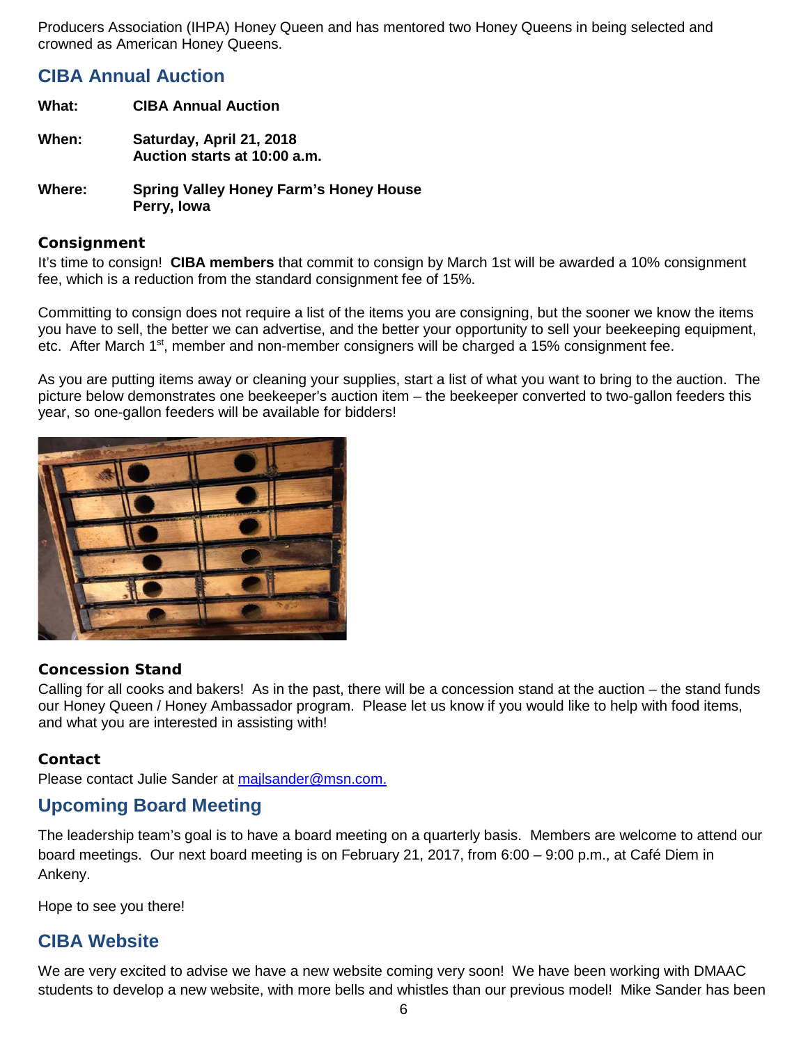Producers Association (IHPA) Honey Queen and has mentored two Honey Queens in being selected and crowned as American Honey Queens.

## CIBA Annual Auction

**What:** **CIBA Annual Auction**

**When:** **Saturday, April 21, 2018**
**Auction starts at 10:00 a.m.**

**Where:** **Spring Valley Honey Farm's Honey House**
**Perry, Iowa**

### Consignment

It's time to consign! **CIBA members** that commit to consign by March 1st will be awarded a 10% consignment fee, which is a reduction from the standard consignment fee of 15%.

Committing to consign does not require a list of the items you are consigning, but the sooner we know the items you have to sell, the better we can advertise, and the better your opportunity to sell your beekeeping equipment, etc. After March 1st, member and non-member consigners will be charged a 15% consignment fee.

As you are putting items away or cleaning your supplies, start a list of what you want to bring to the auction. The picture below demonstrates one beekeeper's auction item – the beekeeper converted to two-gallon feeders this year, so one-gallon feeders will be available for bidders!

### Concession Stand

Calling for all cooks and bakers! As in the past, there will be a concession stand at the auction – the stand funds our Honey Queen / Honey Ambassador program. Please let us know if you would like to help with food items, and what you are interested in assisting with!

### Contact

Please contact Julie Sander at majlsander@msn.com.

## Upcoming Board Meeting

The leadership team's goal is to have a board meeting on a quarterly basis. Members are welcome to attend our board meetings. Our next board meeting is on February 21, 2017, from 6:00 – 9:00 p.m., at Café Diem in Ankeny.

Hope to see you there!

## CIBA Website

We are very excited to advise we have a new website coming very soon! We have been working with DMAAC students to develop a new website, with more bells and whistles than our previous model! Mike Sander has been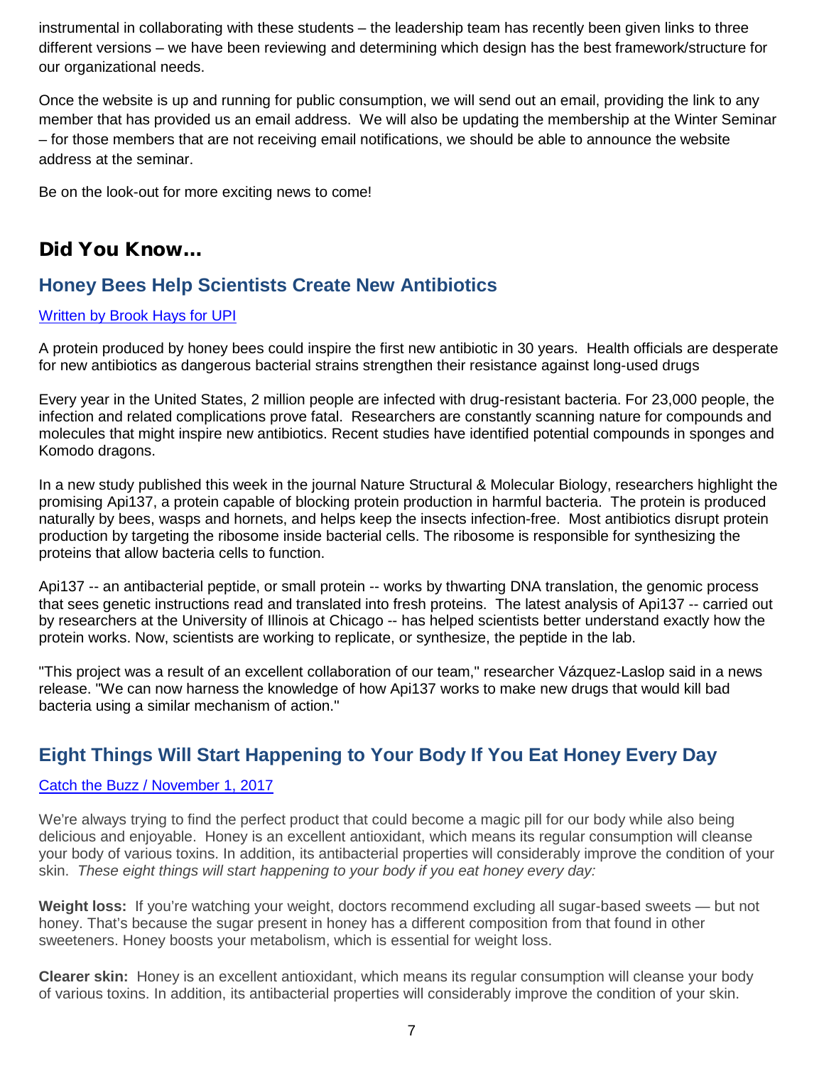instrumental in collaborating with these students – the leadership team has recently been given links to three different versions – we have been reviewing and determining which design has the best framework/structure for our organizational needs.

Once the website is up and running for public consumption, we will send out an email, providing the link to any member that has provided us an email address. We will also be updating the membership at the Winter Seminar – for those members that are not receiving email notifications, we should be able to announce the website address at the seminar.

Be on the look-out for more exciting news to come!

## Did You Know…

### Honey Bees Help Scientists Create New Antibiotics

Written by Brook Hays for UPI

A protein produced by honey bees could inspire the first new antibiotic in 30 years. Health officials are desperate for new antibiotics as dangerous bacterial strains strengthen their resistance against long-used drugs

Every year in the United States, 2 million people are infected with drug-resistant bacteria. For 23,000 people, the infection and related complications prove fatal. Researchers are constantly scanning nature for compounds and molecules that might inspire new antibiotics. Recent studies have identified potential compounds in sponges and Komodo dragons.

In a new study published this week in the journal Nature Structural & Molecular Biology, researchers highlight the promising Api137, a protein capable of blocking protein production in harmful bacteria. The protein is produced naturally by bees, wasps and hornets, and helps keep the insects infection-free. Most antibiotics disrupt protein production by targeting the ribosome inside bacterial cells. The ribosome is responsible for synthesizing the proteins that allow bacteria cells to function.

Api137 -- an antibacterial peptide, or small protein -- works by thwarting DNA translation, the genomic process that sees genetic instructions read and translated into fresh proteins. The latest analysis of Api137 -- carried out by researchers at the University of Illinois at Chicago -- has helped scientists better understand exactly how the protein works. Now, scientists are working to replicate, or synthesize, the peptide in the lab.

"This project was a result of an excellent collaboration of our team," researcher Vázquez-Laslop said in a news release. "We can now harness the knowledge of how Api137 works to make new drugs that would kill bad bacteria using a similar mechanism of action."

### Eight Things Will Start Happening to Your Body If You Eat Honey Every Day

Catch the Buzz / November 1, 2017

We're always trying to find the perfect product that could become a magic pill for our body while also being delicious and enjoyable. Honey is an excellent antioxidant, which means its regular consumption will cleanse your body of various toxins. In addition, its antibacterial properties will considerably improve the condition of your skin. *These eight things will start happening to your body if you eat honey every day:*

**Weight loss:** If you're watching your weight, doctors recommend excluding all sugar-based sweets — but not honey. That's because the sugar present in honey has a different composition from that found in other sweeteners. Honey boosts your metabolism, which is essential for weight loss.

**Clearer skin:** Honey is an excellent antioxidant, which means its regular consumption will cleanse your body of various toxins. In addition, its antibacterial properties will considerably improve the condition of your skin.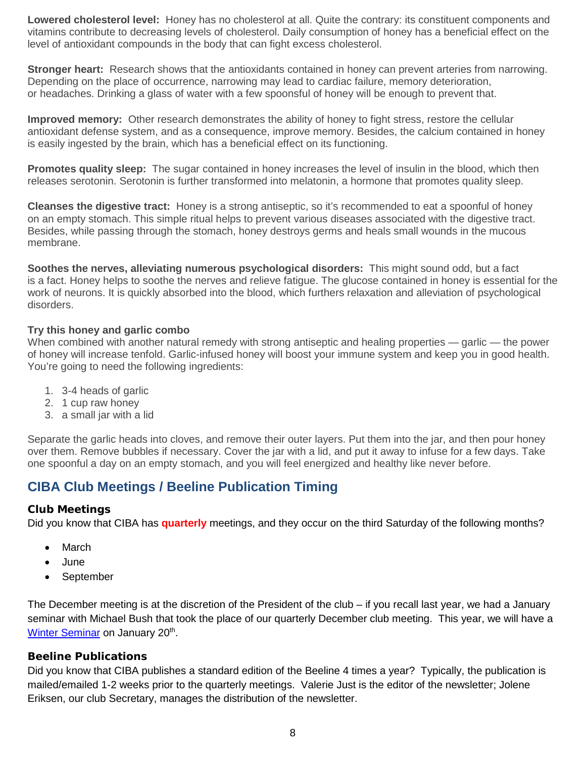**Lowered cholesterol level:** Honey has no cholesterol at all. Quite the contrary: its constituent components and vitamins contribute to decreasing levels of cholesterol. Daily consumption of honey has a beneficial effect on the level of antioxidant compounds in the body that can fight excess cholesterol.

**Stronger heart:** Research shows that the antioxidants contained in honey can prevent arteries from narrowing. Depending on the place of occurrence, narrowing may lead to cardiac failure, memory deterioration, or headaches. Drinking a glass of water with a few spoonsful of honey will be enough to prevent that.

**Improved memory:** Other research demonstrates the ability of honey to fight stress, restore the cellular antioxidant defense system, and as a consequence, improve memory. Besides, the calcium contained in honey is easily ingested by the brain, which has a beneficial effect on its functioning.

**Promotes quality sleep:** The sugar contained in honey increases the level of insulin in the blood, which then releases serotonin. Serotonin is further transformed into melatonin, a hormone that promotes quality sleep.

**Cleanses the digestive tract:** Honey is a strong antiseptic, so it's recommended to eat a spoonful of honey on an empty stomach. This simple ritual helps to prevent various diseases associated with the digestive tract. Besides, while passing through the stomach, honey destroys germs and heals small wounds in the mucous membrane.

**Soothes the nerves, alleviating numerous psychological disorders:** This might sound odd, but a fact is a fact. Honey helps to soothe the nerves and relieve fatigue. The glucose contained in honey is essential for the work of neurons. It is quickly absorbed into the blood, which furthers relaxation and alleviation of psychological disorders.

**Try this honey and garlic combo**

When combined with another natural remedy with strong antiseptic and healing properties — garlic — the power of honey will increase tenfold. Garlic-infused honey will boost your immune system and keep you in good health. You're going to need the following ingredients:

1. 3-4 heads of garlic
2. 1 cup raw honey
3. a small jar with a lid

Separate the garlic heads into cloves, and remove their outer layers. Put them into the jar, and then pour honey over them. Remove bubbles if necessary. Cover the jar with a lid, and put it away to infuse for a few days. Take one spoonful a day on an empty stomach, and you will feel energized and healthy like never before.

## CIBA Club Meetings / Beeline Publication Timing

### Club Meetings

Did you know that CIBA has **quarterly** meetings, and they occur on the third Saturday of the following months?

- March
- June
- September

The December meeting is at the discretion of the President of the club – if you recall last year, we had a January seminar with Michael Bush that took the place of our quarterly December club meeting. This year, we will have a Winter Seminar on January 20th.

### Beeline Publications

Did you know that CIBA publishes a standard edition of the Beeline 4 times a year? Typically, the publication is mailed/emailed 1-2 weeks prior to the quarterly meetings. Valerie Just is the editor of the newsletter; Jolene Eriksen, our club Secretary, manages the distribution of the newsletter.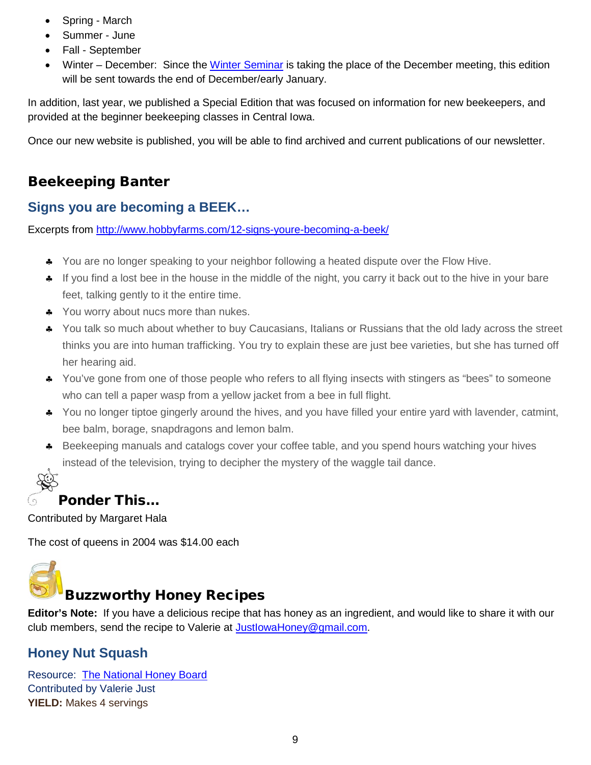- Spring - March
- Summer - June
- Fall - September
- Winter – December: Since the Winter Seminar is taking the place of the December meeting, this edition will be sent towards the end of December/early January.

In addition, last year, we published a Special Edition that was focused on information for new beekeepers, and provided at the beginner beekeeping classes in Central Iowa.

Once our new website is published, you will be able to find archived and current publications of our newsletter.

## Beekeeping Banter

### Signs you are becoming a BEEK…

Excerpts from http://www.hobbyfarms.com/12-signs-youre-becoming-a-beek/

- You are no longer speaking to your neighbor following a heated dispute over the Flow Hive.
- If you find a lost bee in the house in the middle of the night, you carry it back out to the hive in your bare feet, talking gently to it the entire time.
- You worry about nucs more than nukes.
- You talk so much about whether to buy Caucasians, Italians or Russians that the old lady across the street thinks you are into human trafficking. You try to explain these are just bee varieties, but she has turned off her hearing aid.
- You've gone from one of those people who refers to all flying insects with stingers as "bees" to someone who can tell a paper wasp from a yellow jacket from a bee in full flight.
- You no longer tiptoe gingerly around the hives, and you have filled your entire yard with lavender, catmint, bee balm, borage, snapdragons and lemon balm.
- Beekeeping manuals and catalogs cover your coffee table, and you spend hours watching your hives instead of the television, trying to decipher the mystery of the waggle tail dance.

## Ponder This…

Contributed by Margaret Hala

The cost of queens in 2004 was $14.00 each

## Buzzworthy Honey Recipes

**Editor's Note:** If you have a delicious recipe that has honey as an ingredient, and would like to share it with our club members, send the recipe to Valerie at JustIowaHoney@gmail.com.

### Honey Nut Squash

Resource: The National Honey Board
Contributed by Valerie Just
**YIELD:** Makes 4 servings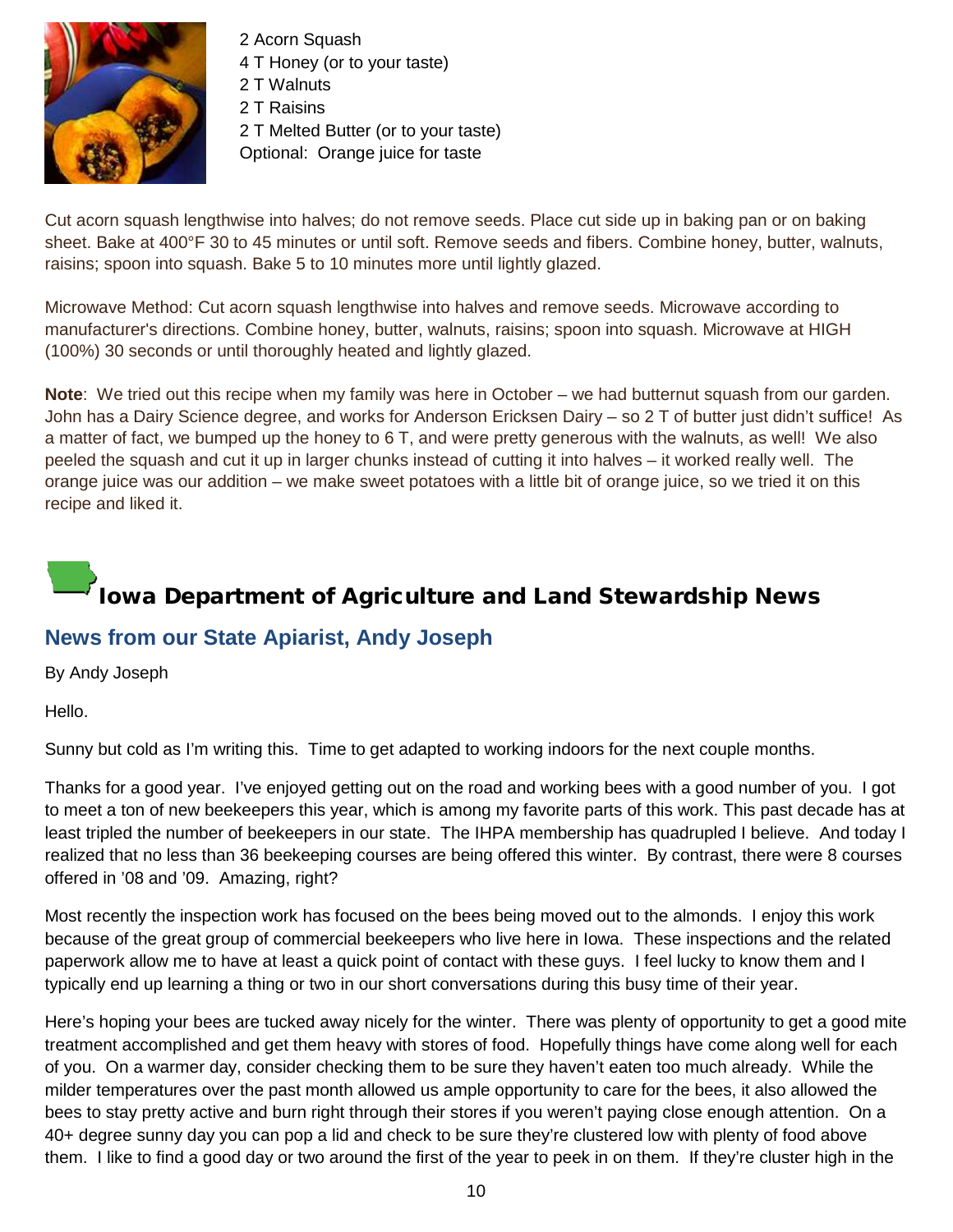2 Acorn Squash
4 T Honey (or to your taste)
2 T Walnuts
2 T Raisins
2 T Melted Butter (or to your taste)
Optional: Orange juice for taste

Cut acorn squash lengthwise into halves; do not remove seeds. Place cut side up in baking pan or on baking sheet. Bake at 400°F 30 to 45 minutes or until soft. Remove seeds and fibers. Combine honey, butter, walnuts, raisins; spoon into squash. Bake 5 to 10 minutes more until lightly glazed.

Microwave Method: Cut acorn squash lengthwise into halves and remove seeds. Microwave according to manufacturer's directions. Combine honey, butter, walnuts, raisins; spoon into squash. Microwave at HIGH (100%) 30 seconds or until thoroughly heated and lightly glazed.

**Note**: We tried out this recipe when my family was here in October – we had butternut squash from our garden. John has a Dairy Science degree, and works for Anderson Ericksen Dairy – so 2 T of butter just didn't suffice! As a matter of fact, we bumped up the honey to 6 T, and were pretty generous with the walnuts, as well! We also peeled the squash and cut it up in larger chunks instead of cutting it into halves – it worked really well. The orange juice was our addition – we make sweet potatoes with a little bit of orange juice, so we tried it on this recipe and liked it.

# Iowa Department of Agriculture and Land Stewardship News

## News from our State Apiarist, Andy Joseph

By Andy Joseph

Hello.

Sunny but cold as I'm writing this. Time to get adapted to working indoors for the next couple months.

Thanks for a good year. I've enjoyed getting out on the road and working bees with a good number of you. I got to meet a ton of new beekeepers this year, which is among my favorite parts of this work. This past decade has at least tripled the number of beekeepers in our state. The IHPA membership has quadrupled I believe. And today I realized that no less than 36 beekeeping courses are being offered this winter. By contrast, there were 8 courses offered in '08 and '09. Amazing, right?

Most recently the inspection work has focused on the bees being moved out to the almonds. I enjoy this work because of the great group of commercial beekeepers who live here in Iowa. These inspections and the related paperwork allow me to have at least a quick point of contact with these guys. I feel lucky to know them and I typically end up learning a thing or two in our short conversations during this busy time of their year.

Here's hoping your bees are tucked away nicely for the winter. There was plenty of opportunity to get a good mite treatment accomplished and get them heavy with stores of food. Hopefully things have come along well for each of you. On a warmer day, consider checking them to be sure they haven't eaten too much already. While the milder temperatures over the past month allowed us ample opportunity to care for the bees, it also allowed the bees to stay pretty active and burn right through their stores if you weren't paying close enough attention. On a 40+ degree sunny day you can pop a lid and check to be sure they're clustered low with plenty of food above them. I like to find a good day or two around the first of the year to peek in on them. If they're cluster high in the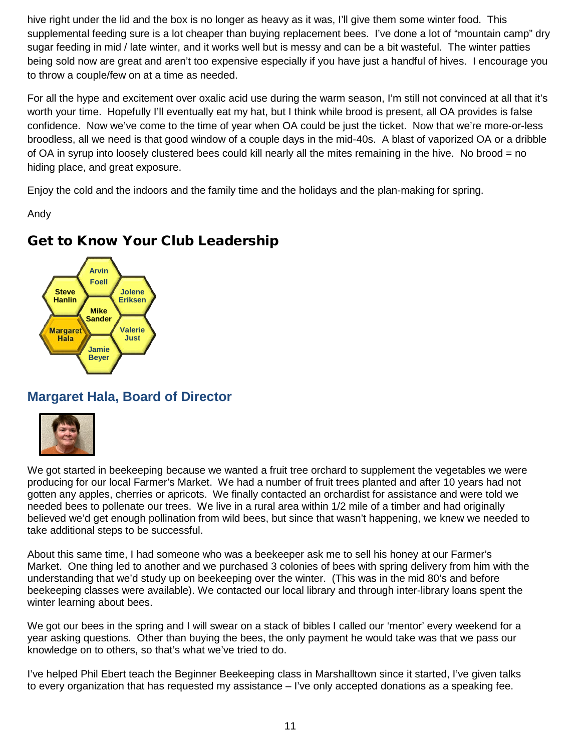hive right under the lid and the box is no longer as heavy as it was, I'll give them some winter food. This supplemental feeding sure is a lot cheaper than buying replacement bees. I've done a lot of "mountain camp" dry sugar feeding in mid / late winter, and it works well but is messy and can be a bit wasteful. The winter patties being sold now are great and aren't too expensive especially if you have just a handful of hives. I encourage you to throw a couple/few on at a time as needed.

For all the hype and excitement over oxalic acid use during the warm season, I'm still not convinced at all that it's worth your time. Hopefully I'll eventually eat my hat, but I think while brood is present, all OA provides is false confidence. Now we've come to the time of year when OA could be just the ticket. Now that we're more-or-less broodless, all we need is that good window of a couple days in the mid-40s. A blast of vaporized OA or a dribble of OA in syrup into loosely clustered bees could kill nearly all the mites remaining in the hive. No brood = no hiding place, and great exposure.

Enjoy the cold and the indoors and the family time and the holidays and the plan-making for spring.

Andy

## Get to Know Your Club Leadership

Arvin Foell, Steve Hanlin, Jolene Eriksen, Mike Sander, Margaret Hala, Valerie Just, Jamie Beyer

### Margaret Hala, Board of Director

We got started in beekeeping because we wanted a fruit tree orchard to supplement the vegetables we were producing for our local Farmer's Market. We had a number of fruit trees planted and after 10 years had not gotten any apples, cherries or apricots. We finally contacted an orchardist for assistance and were told we needed bees to pollenate our trees. We live in a rural area within 1/2 mile of a timber and had originally believed we'd get enough pollination from wild bees, but since that wasn't happening, we knew we needed to take additional steps to be successful.

About this same time, I had someone who was a beekeeper ask me to sell his honey at our Farmer's Market. One thing led to another and we purchased 3 colonies of bees with spring delivery from him with the understanding that we'd study up on beekeeping over the winter. (This was in the mid 80's and before beekeeping classes were available). We contacted our local library and through inter-library loans spent the winter learning about bees.

We got our bees in the spring and I will swear on a stack of bibles I called our 'mentor' every weekend for a year asking questions. Other than buying the bees, the only payment he would take was that we pass our knowledge on to others, so that's what we've tried to do.

I've helped Phil Ebert teach the Beginner Beekeeping class in Marshalltown since it started, I've given talks to every organization that has requested my assistance – I've only accepted donations as a speaking fee.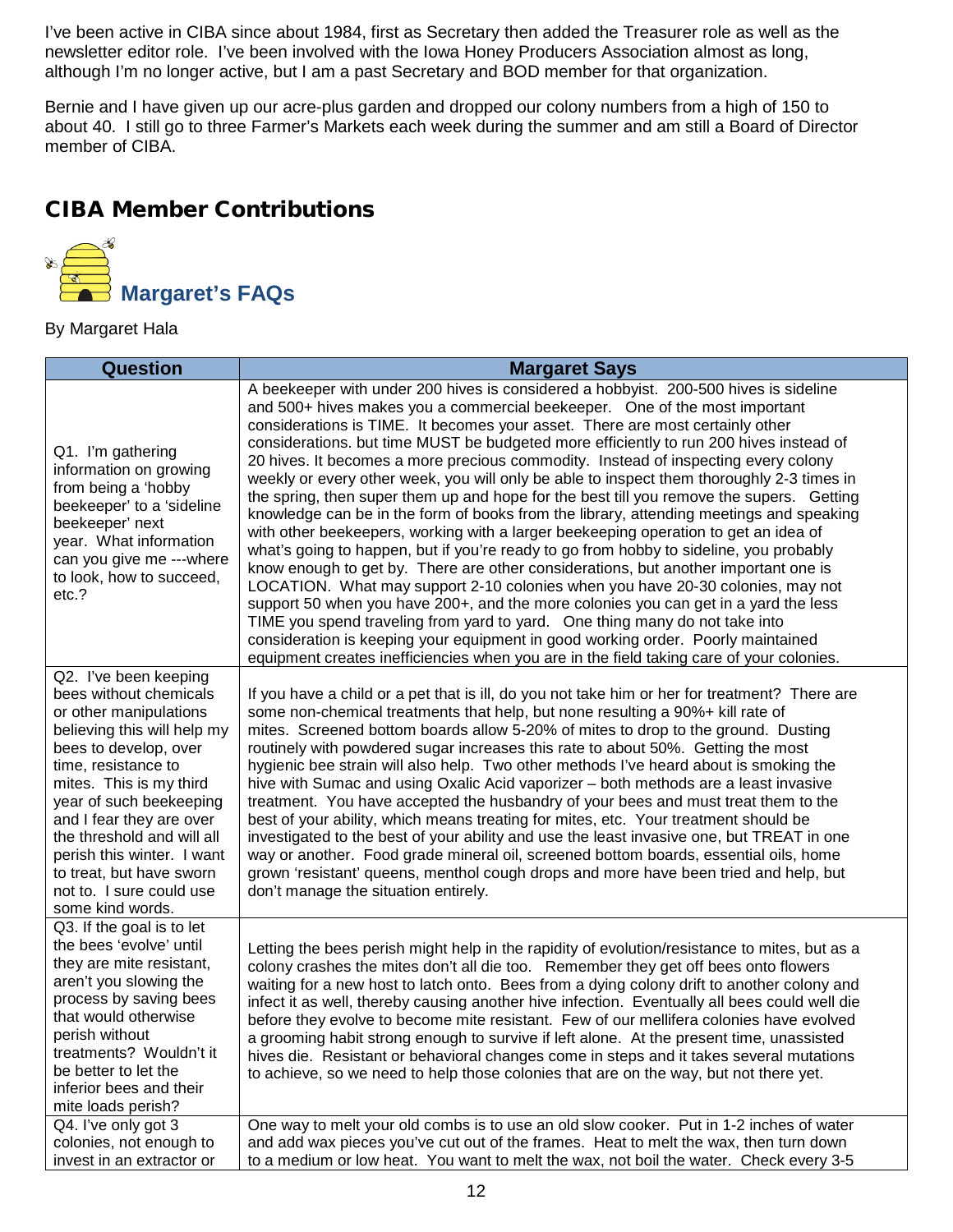I've been active in CIBA since about 1984, first as Secretary then added the Treasurer role as well as the newsletter editor role. I've been involved with the Iowa Honey Producers Association almost as long, although I'm no longer active, but I am a past Secretary and BOD member for that organization.

Bernie and I have given up our acre-plus garden and dropped our colony numbers from a high of 150 to about 40. I still go to three Farmer's Markets each week during the summer and am still a Board of Director member of CIBA.

## CIBA Member Contributions

### Margaret's FAQs

By Margaret Hala

| Question | Margaret Says |
|---|---|
| Q1. I'm gathering information on growing from being a 'hobby beekeeper' to a 'sideline beekeeper' next year. What information can you give me ---where to look, how to succeed, etc.? | A beekeeper with under 200 hives is considered a hobbyist. 200-500 hives is sideline and 500+ hives makes you a commercial beekeeper. One of the most important considerations is TIME. It becomes your asset. There are most certainly other considerations. but time MUST be budgeted more efficiently to run 200 hives instead of 20 hives. It becomes a more precious commodity. Instead of inspecting every colony weekly or every other week, you will only be able to inspect them thoroughly 2-3 times in the spring, then super them up and hope for the best till you remove the supers. Getting knowledge can be in the form of books from the library, attending meetings and speaking with other beekeepers, working with a larger beekeeping operation to get an idea of what's going to happen, but if you're ready to go from hobby to sideline, you probably know enough to get by. There are other considerations, but another important one is LOCATION. What may support 2-10 colonies when you have 20-30 colonies, may not support 50 when you have 200+, and the more colonies you can get in a yard the less TIME you spend traveling from yard to yard. One thing many do not take into consideration is keeping your equipment in good working order. Poorly maintained equipment creates inefficiencies when you are in the field taking care of your colonies. |
| Q2. I've been keeping bees without chemicals or other manipulations believing this will help my bees to develop, over time, resistance to mites. This is my third year of such beekeeping and I fear they are over the threshold and will all perish this winter. I want to treat, but have sworn not to. I sure could use some kind words. | If you have a child or a pet that is ill, do you not take him or her for treatment? There are some non-chemical treatments that help, but none resulting a 90%+ kill rate of mites. Screened bottom boards allow 5-20% of mites to drop to the ground. Dusting routinely with powdered sugar increases this rate to about 50%. Getting the most hygienic bee strain will also help. Two other methods I've heard about is smoking the hive with Sumac and using Oxalic Acid vaporizer – both methods are a least invasive treatment. You have accepted the husbandry of your bees and must treat them to the best of your ability, which means treating for mites, etc. Your treatment should be investigated to the best of your ability and use the least invasive one, but TREAT in one way or another. Food grade mineral oil, screened bottom boards, essential oils, home grown 'resistant' queens, menthol cough drops and more have been tried and help, but don't manage the situation entirely. |
| Q3. If the goal is to let the bees 'evolve' until they are mite resistant, aren't you slowing the process by saving bees that would otherwise perish without treatments? Wouldn't it be better to let the inferior bees and their mite loads perish? | Letting the bees perish might help in the rapidity of evolution/resistance to mites, but as a colony crashes the mites don't all die too. Remember they get off bees onto flowers waiting for a new host to latch onto. Bees from a dying colony drift to another colony and infect it as well, thereby causing another hive infection. Eventually all bees could well die before they evolve to become mite resistant. Few of our mellifera colonies have evolved a grooming habit strong enough to survive if left alone. At the present time, unassisted hives die. Resistant or behavioral changes come in steps and it takes several mutations to achieve, so we need to help those colonies that are on the way, but not there yet. |
| Q4. I've only got 3 colonies, not enough to invest in an extractor or | One way to melt your old combs is to use an old slow cooker. Put in 1-2 inches of water and add wax pieces you've cut out of the frames. Heat to melt the wax, then turn down to a medium or low heat. You want to melt the wax, not boil the water. Check every 3-5 |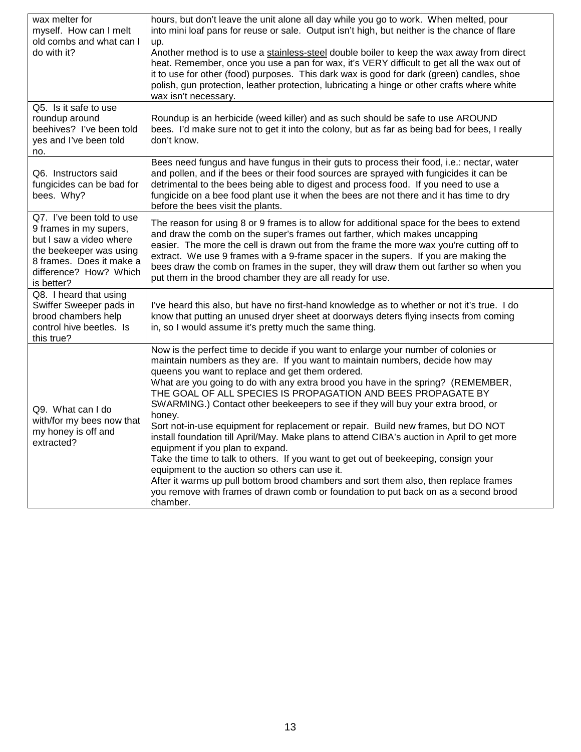| | |
|---|---|
| wax melter for myself. How can I melt old combs and what can I do with it? | hours, but don't leave the unit alone all day while you go to work. When melted, pour into mini loaf pans for reuse or sale. Output isn't high, but neither is the chance of flare up.<br>Another method is to use a stainless-steel double boiler to keep the wax away from direct heat. Remember, once you use a pan for wax, it's VERY difficult to get all the wax out of it to use for other (food) purposes. This dark wax is good for dark (green) candles, shoe polish, gun protection, leather protection, lubricating a hinge or other crafts where white wax isn't necessary. |
| Q5. Is it safe to use roundup around beehives? I've been told yes and I've been told no. | Roundup is an herbicide (weed killer) and as such should be safe to use AROUND bees. I'd make sure not to get it into the colony, but as far as being bad for bees, I really don't know. |
| Q6. Instructors said fungicides can be bad for bees. Why? | Bees need fungus and have fungus in their guts to process their food, i.e.: nectar, water and pollen, and if the bees or their food sources are sprayed with fungicides it can be detrimental to the bees being able to digest and process food. If you need to use a fungicide on a bee food plant use it when the bees are not there and it has time to dry before the bees visit the plants. |
| Q7. I've been told to use 9 frames in my supers, but I saw a video where the beekeeper was using 8 frames. Does it make a difference? How? Which is better? | The reason for using 8 or 9 frames is to allow for additional space for the bees to extend and draw the comb on the super's frames out farther, which makes uncapping easier. The more the cell is drawn out from the frame the more wax you're cutting off to extract. We use 9 frames with a 9-frame spacer in the supers. If you are making the bees draw the comb on frames in the super, they will draw them out farther so when you put them in the brood chamber they are all ready for use. |
| Q8. I heard that using Swiffer Sweeper pads in brood chambers help control hive beetles. Is this true? | I've heard this also, but have no first-hand knowledge as to whether or not it's true. I do know that putting an unused dryer sheet at doorways deters flying insects from coming in, so I would assume it's pretty much the same thing. |
| Q9. What can I do with/for my bees now that my honey is off and extracted? | Now is the perfect time to decide if you want to enlarge your number of colonies or maintain numbers as they are. If you want to maintain numbers, decide how may queens you want to replace and get them ordered.<br>What are you going to do with any extra brood you have in the spring? (REMEMBER, THE GOAL OF ALL SPECIES IS PROPAGATION AND BEES PROPAGATE BY SWARMING.) Contact other beekeepers to see if they will buy your extra brood, or honey.<br>Sort not-in-use equipment for replacement or repair. Build new frames, but DO NOT install foundation till April/May. Make plans to attend CIBA's auction in April to get more equipment if you plan to expand.<br>Take the time to talk to others. If you want to get out of beekeeping, consign your equipment to the auction so others can use it.<br>After it warms up pull bottom brood chambers and sort them also, then replace frames you remove with frames of drawn comb or foundation to put back on as a second brood chamber. |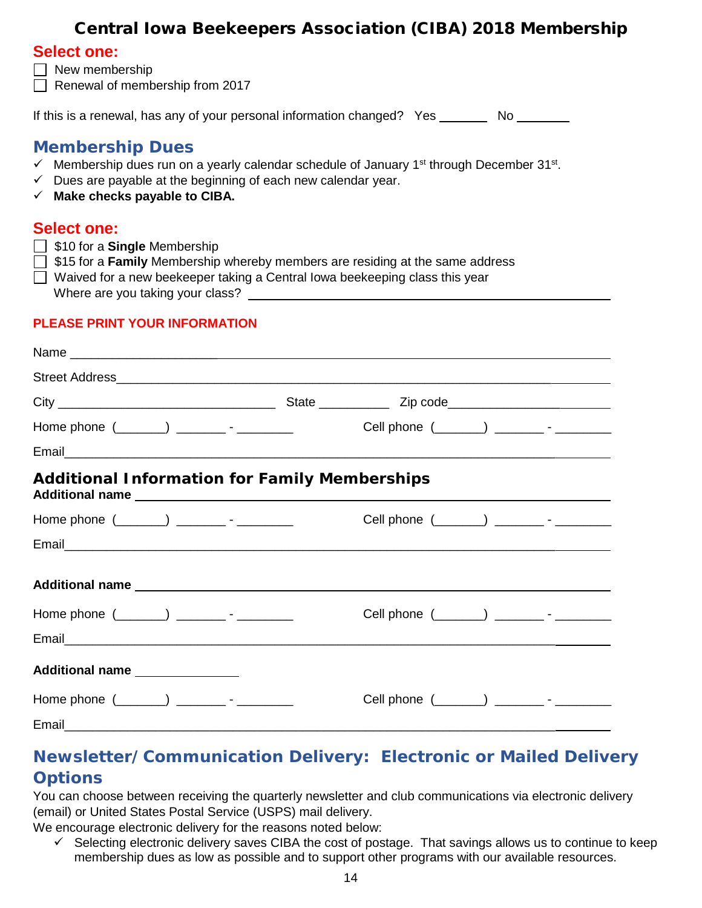# Central Iowa Beekeepers Association (CIBA) 2018 Membership

**Select one:**

- ☐ New membership
- ☐ Renewal of membership from 2017

If this is a renewal, has any of your personal information changed? Yes _______ No ________

## Membership Dues

- ✓ Membership dues run on a yearly calendar schedule of January 1st through December 31st.
- ✓ Dues are payable at the beginning of each new calendar year.
- ✓ **Make checks payable to CIBA.**

**Select one:**

- ☐ $10 for a **Single** Membership
- ☐ $15 for a **Family** Membership whereby members are residing at the same address
- ☐ Waived for a new beekeeper taking a Central Iowa beekeeping class this year
  Where are you taking your class? ____________________________________________

**PLEASE PRINT YOUR INFORMATION**

Name ____________________________________________________________

Street Address ____________________________________________________________

City ________________________________ State __________ Zip code ________________________

Home phone (_______) _______ - ________ Cell phone (_______) _______ - ________

Email ____________________________________________________________

## Additional Information for Family Memberships

**Additional name** ____________________________________________________________

Home phone (_______) _______ - ________ Cell phone (_______) _______ - ________

Email ____________________________________________________________

**Additional name** ____________________________________________________________

Home phone (_______) _______ - ________ Cell phone (_______) _______ - ________

Email ____________________________________________________________

**Additional name** ______________

Home phone (_______) _______ - ________ Cell phone (_______) _______ - ________

Email ____________________________________________________________

## Newsletter/Communication Delivery: Electronic or Mailed Delivery Options

You can choose between receiving the quarterly newsletter and club communications via electronic delivery (email) or United States Postal Service (USPS) mail delivery.

We encourage electronic delivery for the reasons noted below:

- ✓ Selecting electronic delivery saves CIBA the cost of postage. That savings allows us to continue to keep membership dues as low as possible and to support other programs with our available resources.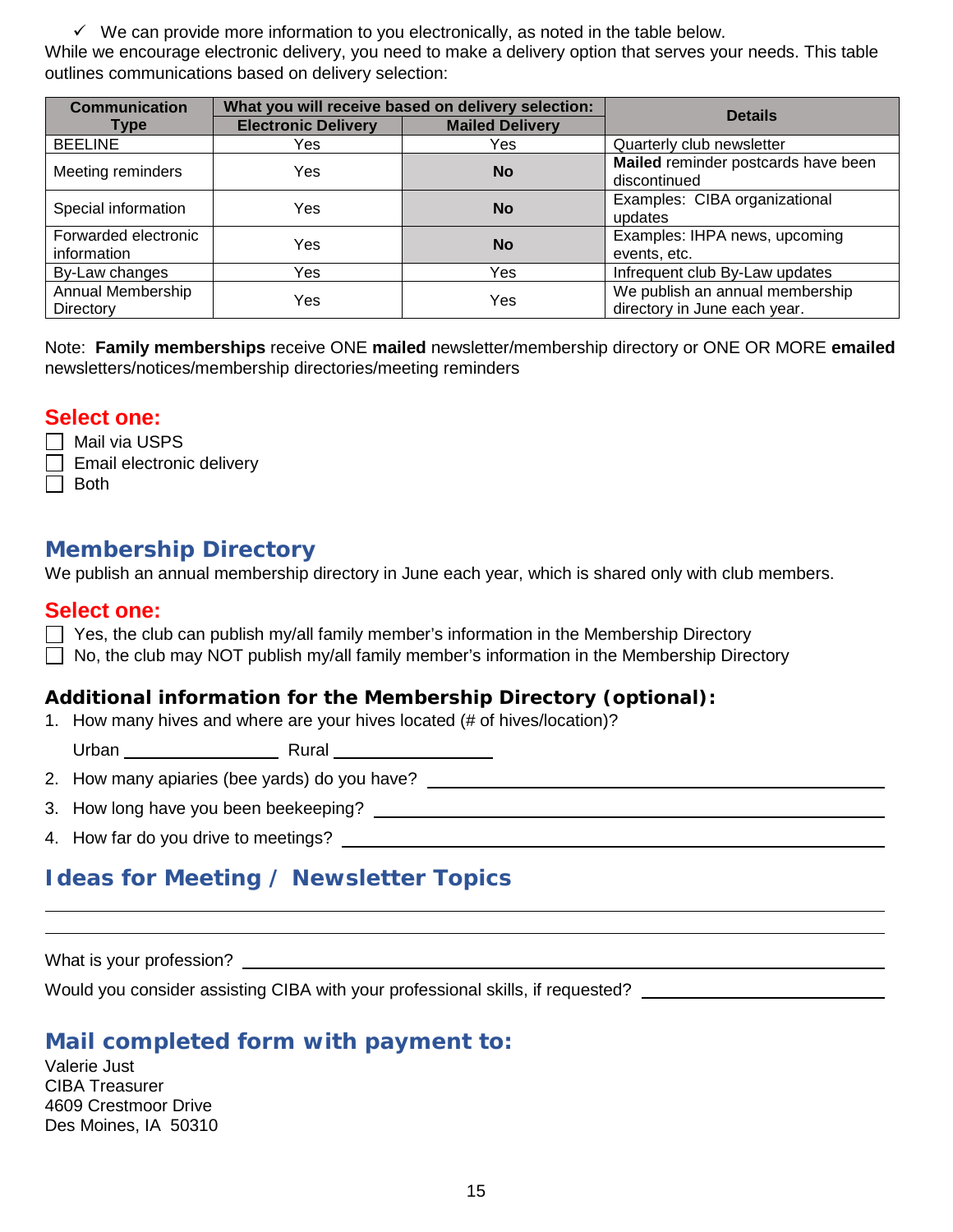- ✓ We can provide more information to you electronically, as noted in the table below.

While we encourage electronic delivery, you need to make a delivery option that serves your needs. This table outlines communications based on delivery selection:

| Communication Type | What you will receive based on delivery selection: | | Details |
|---|---|---|---|
| | Electronic Delivery | Mailed Delivery | |
| BEELINE | Yes | Yes | Quarterly club newsletter |
| Meeting reminders | Yes | **No** | **Mailed** reminder postcards have been discontinued |
| Special information | Yes | **No** | Examples: CIBA organizational updates |
| Forwarded electronic information | Yes | **No** | Examples: IHPA news, upcoming events, etc. |
| By-Law changes | Yes | Yes | Infrequent club By-Law updates |
| Annual Membership Directory | Yes | Yes | We publish an annual membership directory in June each year. |

Note: **Family memberships** receive ONE **mailed** newsletter/membership directory or ONE OR MORE **emailed** newsletters/notices/membership directories/meeting reminders

**Select one:**

- ☐ Mail via USPS
- ☐ Email electronic delivery
- ☐ Both

## Membership Directory

We publish an annual membership directory in June each year, which is shared only with club members.

**Select one:**

- ☐ Yes, the club can publish my/all family member's information in the Membership Directory
- ☐ No, the club may NOT publish my/all family member's information in the Membership Directory

### Additional information for the Membership Directory (optional):

1. How many hives and where are your hives located (# of hives/location)?

   Urban ________________ Rural ________________

2. How many apiaries (bee yards) do you have? ________________________________
3. How long have you been beekeeping? ________________________________
4. How far do you drive to meetings? ________________________________

## Ideas for Meeting / Newsletter Topics

________________________________________________________________

________________________________________________________________

What is your profession? ________________________________

Would you consider assisting CIBA with your professional skills, if requested? ________________

## Mail completed form with payment to:

Valerie Just
CIBA Treasurer
4609 Crestmoor Drive
Des Moines, IA 50310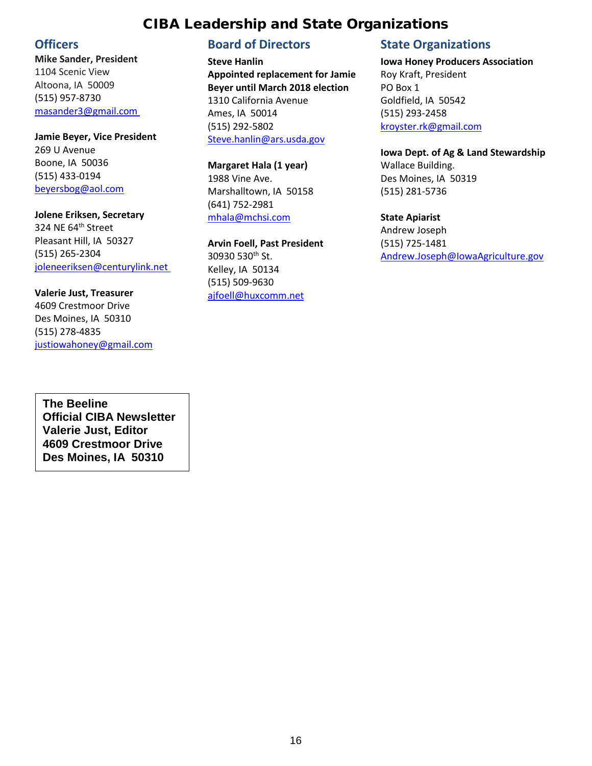# CIBA Leadership and State Organizations

## Officers

**Mike Sander, President**
1104 Scenic View
Altoona, IA 50009
(515) 957-8730
masander3@gmail.com

**Jamie Beyer, Vice President**
269 U Avenue
Boone, IA 50036
(515) 433-0194
beyersbog@aol.com

**Jolene Eriksen, Secretary**
324 NE 64th Street
Pleasant Hill, IA 50327
(515) 265-2304
joleneeriksen@centurylink.net

**Valerie Just, Treasurer**
4609 Crestmoor Drive
Des Moines, IA 50310
(515) 278-4835
justiowahoney@gmail.com

## Board of Directors

**Steve Hanlin**
**Appointed replacement for Jamie Beyer until March 2018 election**
1310 California Avenue
Ames, IA 50014
(515) 292-5802
Steve.hanlin@ars.usda.gov

**Margaret Hala (1 year)**
1988 Vine Ave.
Marshalltown, IA 50158
(641) 752-2981
mhala@mchsi.com

**Arvin Foell, Past President**
30930 530th St.
Kelley, IA 50134
(515) 509-9630
ajfoell@huxcomm.net

## State Organizations

**Iowa Honey Producers Association**
Roy Kraft, President
PO Box 1
Goldfield, IA 50542
(515) 293-2458
kroyster.rk@gmail.com

**Iowa Dept. of Ag & Land Stewardship**
Wallace Building.
Des Moines, IA 50319
(515) 281-5736

**State Apiarist**
Andrew Joseph
(515) 725-1481
Andrew.Joseph@IowaAgriculture.gov

**The Beeline**
**Official CIBA Newsletter**
**Valerie Just, Editor**
**4609 Crestmoor Drive**
**Des Moines, IA 50310**